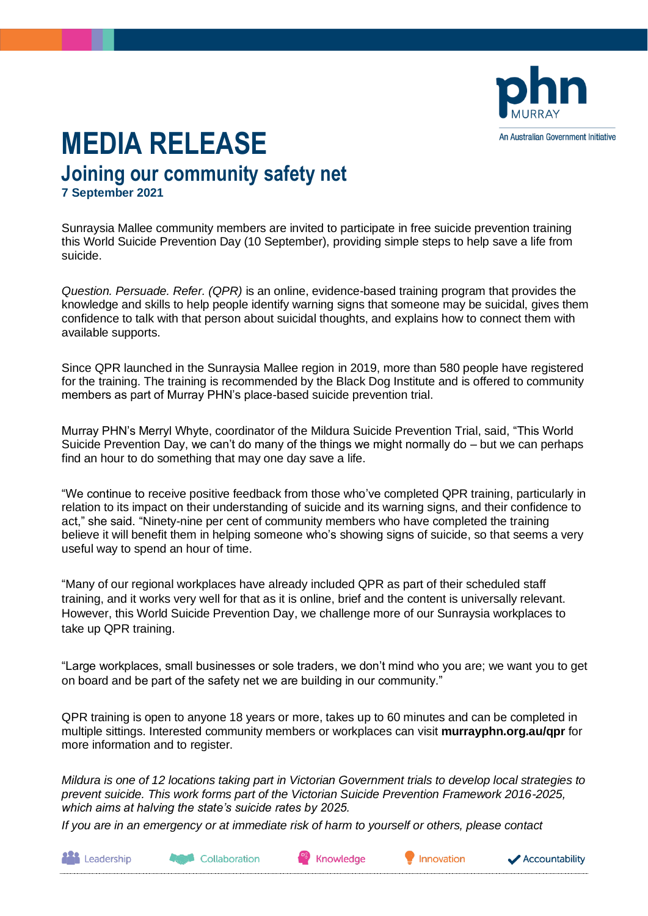# MEDIA RELEASE

## Joining our community safety net

**7 September 2021**

Sunraysia Mallee community members are invited to participate in free suicide prevention training this World Suicide Prevention Day (10 September), providing simple steps to help save a life from suicide.

*Question. Persuade. Refer. (QPR)* is an online, evidence-based training program that provides the knowledge and skills to help people identify warning signs that someone may be suicidal, gives them confidence to talk with that person about suicidal thoughts, and explains how to connect them with available supports.

Since QPR launched in the Sunraysia Mallee region in 2019, more than 580 people have registered for the training. The training is recommended by the Black Dog Institute and is offered to community members as part of Murray PHN's place-based suicide prevention trial.

Murray PHN's Merryl Whyte, coordinator of the Mildura Suicide Prevention Trial, said, "This World Suicide Prevention Day, we can't do many of the things we might normally do – but we can perhaps find an hour to do something that may one day save a life.

"We continue to receive positive feedback from those who've completed QPR training, particularly in relation to its impact on their understanding of suicide and its warning signs, and their confidence to act," she said. "Ninety-nine per cent of community members who have completed the training believe it will benefit them in helping someone who's showing signs of suicide, so that seems a very useful way to spend an hour of time.

"Many of our regional workplaces have already included QPR as part of their scheduled staff training, and it works very well for that as it is online, brief and the content is universally relevant. However, this World Suicide Prevention Day, we challenge more of our Sunraysia workplaces to take up QPR training.

"Large workplaces, small businesses or sole traders, we don't mind who you are; we want you to get on board and be part of the safety net we are building in our community."

QPR training is open to anyone 18 years or more, takes up to 60 minutes and can be completed in multiple sittings. Interested community members or workplaces can visit **murrayphn.org.au/qpr** for more information and to register.

*Mildura is one of 12 locations taking part in Victorian Government trials to develop local strategies to prevent suicide. This work forms part of the Victorian Suicide Prevention Framework 2016-2025, which aims at halving the state's suicide rates by 2025.*

*If you are in an emergency or at immediate risk of harm to yourself or others, please contact*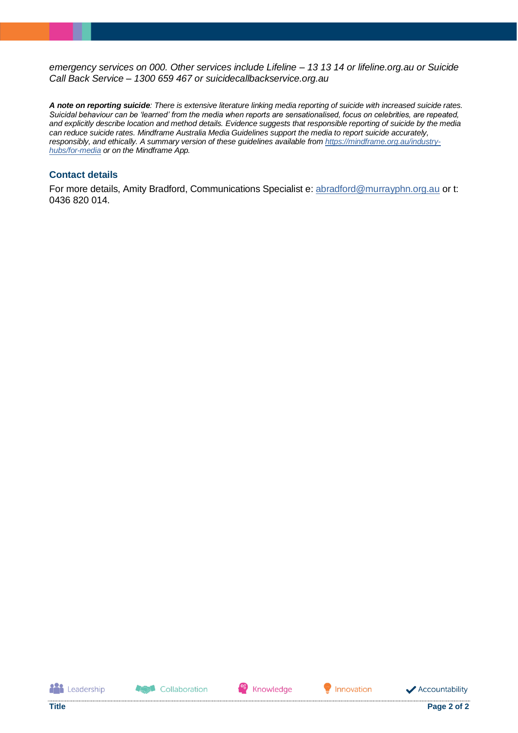*emergency services on 000. Other services include Lifeline – 13 13 14 or lifeline.org.au or Suicide Call Back Service – 1300 659 467 or suicidecallbackservice.org.au*

***A note on reporting suicide**: There is extensive literature linking media reporting of suicide with increased suicide rates. Suicidal behaviour can be 'learned' from the media when reports are sensationalised, focus on celebrities, are repeated, and explicitly describe location and method details. Evidence suggests that responsible reporting of suicide by the media can reduce suicide rates. Mindframe Australia Media Guidelines support the media to report suicide accurately, responsibly, and ethically. A summary version of these guidelines available from https://mindframe.org.au/industry-hubs/for-media or on the Mindframe App.*

## Contact details

For more details, Amity Bradford, Communications Specialist e: abradford@murrayphn.org.au or t: 0436 820 014.